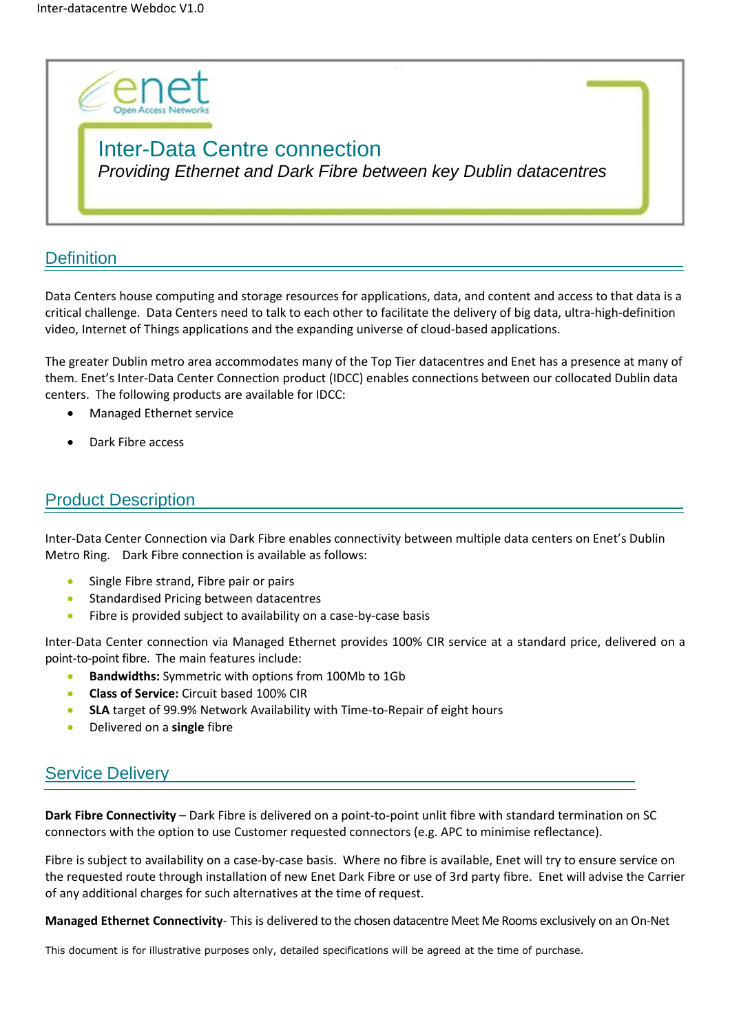enet
Open Access Networks

# Inter-Data Centre connection

*Providing Ethernet and Dark Fibre between key Dublin datacentres*

## Definition

Data Centers house computing and storage resources for applications, data, and content and access to that data is a critical challenge. Data Centers need to talk to each other to facilitate the delivery of big data, ultra-high-definition video, Internet of Things applications and the expanding universe of cloud-based applications.

The greater Dublin metro area accommodates many of the Top Tier datacentres and Enet has a presence at many of them. Enet's Inter-Data Center Connection product (IDCC) enables connections between our collocated Dublin data centers. The following products are available for IDCC:

- Managed Ethernet service
- Dark Fibre access

## Product Description

Inter-Data Center Connection via Dark Fibre enables connectivity between multiple data centers on Enet's Dublin Metro Ring. Dark Fibre connection is available as follows:

- Single Fibre strand, Fibre pair or pairs
- Standardised Pricing between datacentres
- Fibre is provided subject to availability on a case-by-case basis

Inter-Data Center connection via Managed Ethernet provides 100% CIR service at a standard price, delivered on a point-to-point fibre. The main features include:

- **Bandwidths:** Symmetric with options from 100Mb to 1Gb
- **Class of Service:** Circuit based 100% CIR
- **SLA** target of 99.9% Network Availability with Time-to-Repair of eight hours
- Delivered on a **single** fibre

## Service Delivery

**Dark Fibre Connectivity** – Dark Fibre is delivered on a point-to-point unlit fibre with standard termination on SC connectors with the option to use Customer requested connectors (e.g. APC to minimise reflectance).

Fibre is subject to availability on a case-by-case basis. Where no fibre is available, Enet will try to ensure service on the requested route through installation of new Enet Dark Fibre or use of 3rd party fibre. Enet will advise the Carrier of any additional charges for such alternatives at the time of request.

**Managed Ethernet Connectivity**- This is delivered to the chosen datacentre Meet Me Rooms exclusively on an On-Net

This document is for illustrative purposes only, detailed specifications will be agreed at the time of purchase.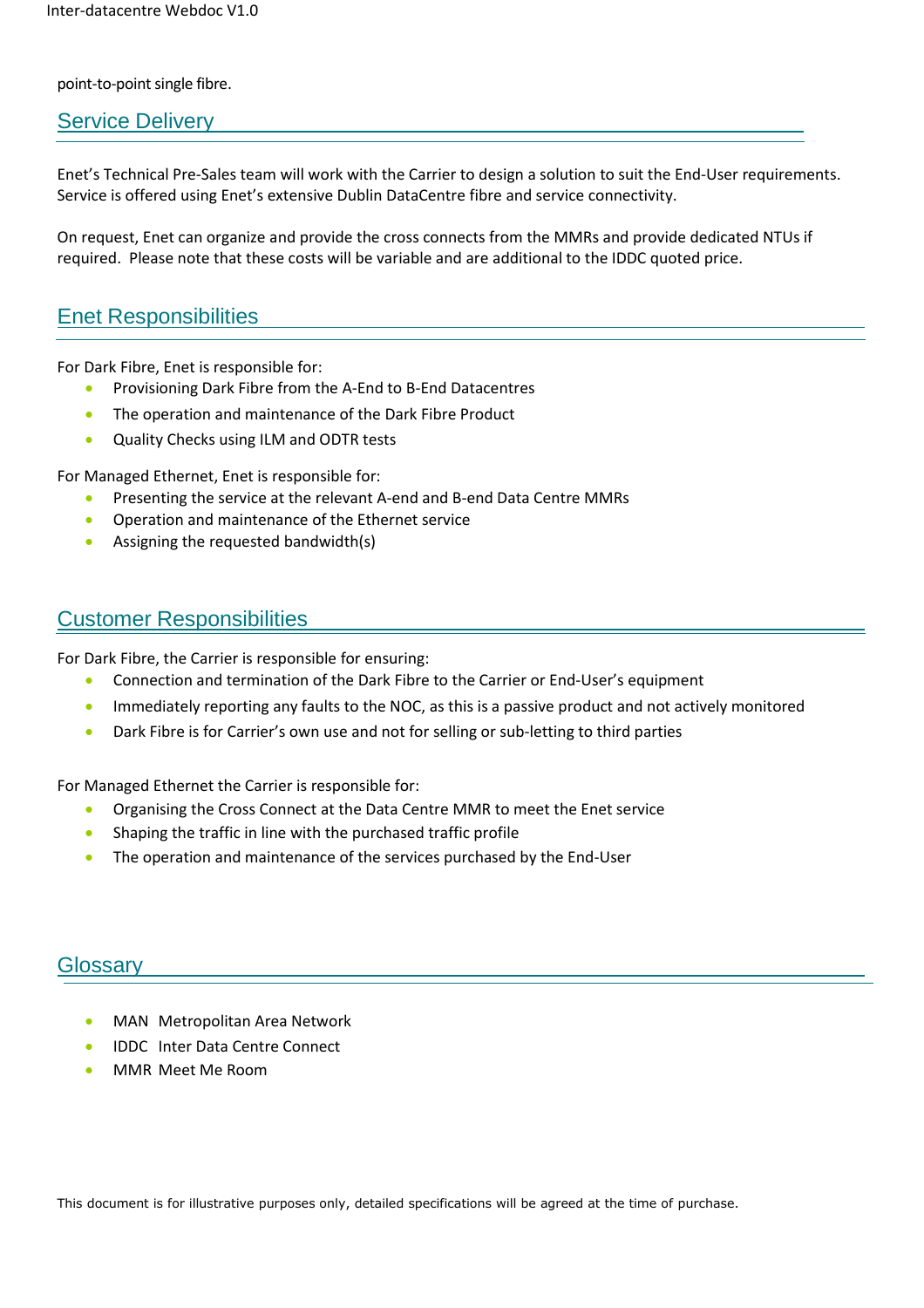point-to-point single fibre.

## Service Delivery

Enet's Technical Pre-Sales team will work with the Carrier to design a solution to suit the End-User requirements. Service is offered using Enet's extensive Dublin DataCentre fibre and service connectivity.

On request, Enet can organize and provide the cross connects from the MMRs and provide dedicated NTUs if required. Please note that these costs will be variable and are additional to the IDDC quoted price.

## Enet Responsibilities

For Dark Fibre, Enet is responsible for:

- Provisioning Dark Fibre from the A-End to B-End Datacentres
- The operation and maintenance of the Dark Fibre Product
- Quality Checks using ILM and ODTR tests

For Managed Ethernet, Enet is responsible for:

- Presenting the service at the relevant A-end and B-end Data Centre MMRs
- Operation and maintenance of the Ethernet service
- Assigning the requested bandwidth(s)

## Customer Responsibilities

For Dark Fibre, the Carrier is responsible for ensuring:

- Connection and termination of the Dark Fibre to the Carrier or End-User's equipment
- Immediately reporting any faults to the NOC, as this is a passive product and not actively monitored
- Dark Fibre is for Carrier's own use and not for selling or sub-letting to third parties

For Managed Ethernet the Carrier is responsible for:

- Organising the Cross Connect at the Data Centre MMR to meet the Enet service
- Shaping the traffic in line with the purchased traffic profile
- The operation and maintenance of the services purchased by the End-User

## Glossary

- MAN Metropolitan Area Network
- IDDC Inter Data Centre Connect
- MMR Meet Me Room

This document is for illustrative purposes only, detailed specifications will be agreed at the time of purchase.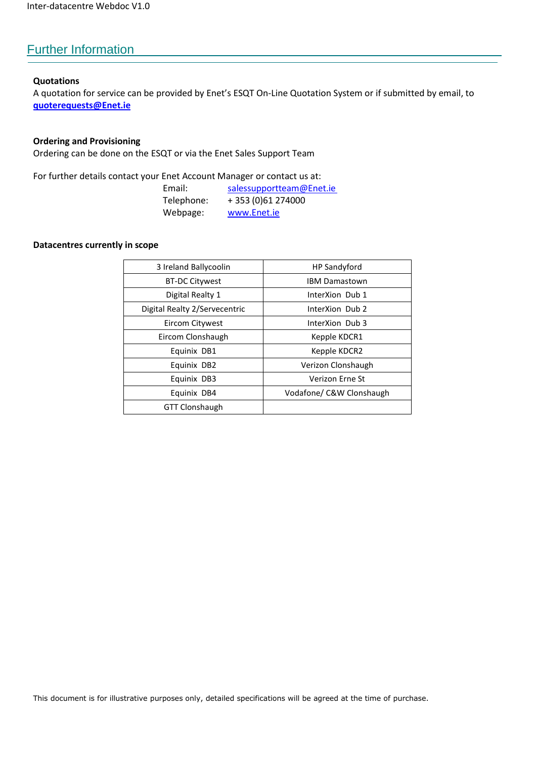## Further Information

**Quotations**

A quotation for service can be provided by Enet's ESQT On-Line Quotation System or if submitted by email, to **quoterequests@Enet.ie**

**Ordering and Provisioning**

Ordering can be done on the ESQT or via the Enet Sales Support Team

For further details contact your Enet Account Manager or contact us at:

Email: salessupportteam@Enet.ie
Telephone: + 353 (0)61 274000
Webpage: www.Enet.ie

**Datacentres currently in scope**

| | |
|---|---|
| 3 Ireland Ballycoolin | HP Sandyford |
| BT-DC Citywest | IBM Damastown |
| Digital Realty 1 | InterXion Dub 1 |
| Digital Realty 2/Servecentric | InterXion Dub 2 |
| Eircom Citywest | InterXion Dub 3 |
| Eircom Clonshaugh | Kepple KDCR1 |
| Equinix DB1 | Kepple KDCR2 |
| Equinix DB2 | Verizon Clonshaugh |
| Equinix DB3 | Verizon Erne St |
| Equinix DB4 | Vodafone/ C&W Clonshaugh |
| GTT Clonshaugh | |

This document is for illustrative purposes only, detailed specifications will be agreed at the time of purchase.